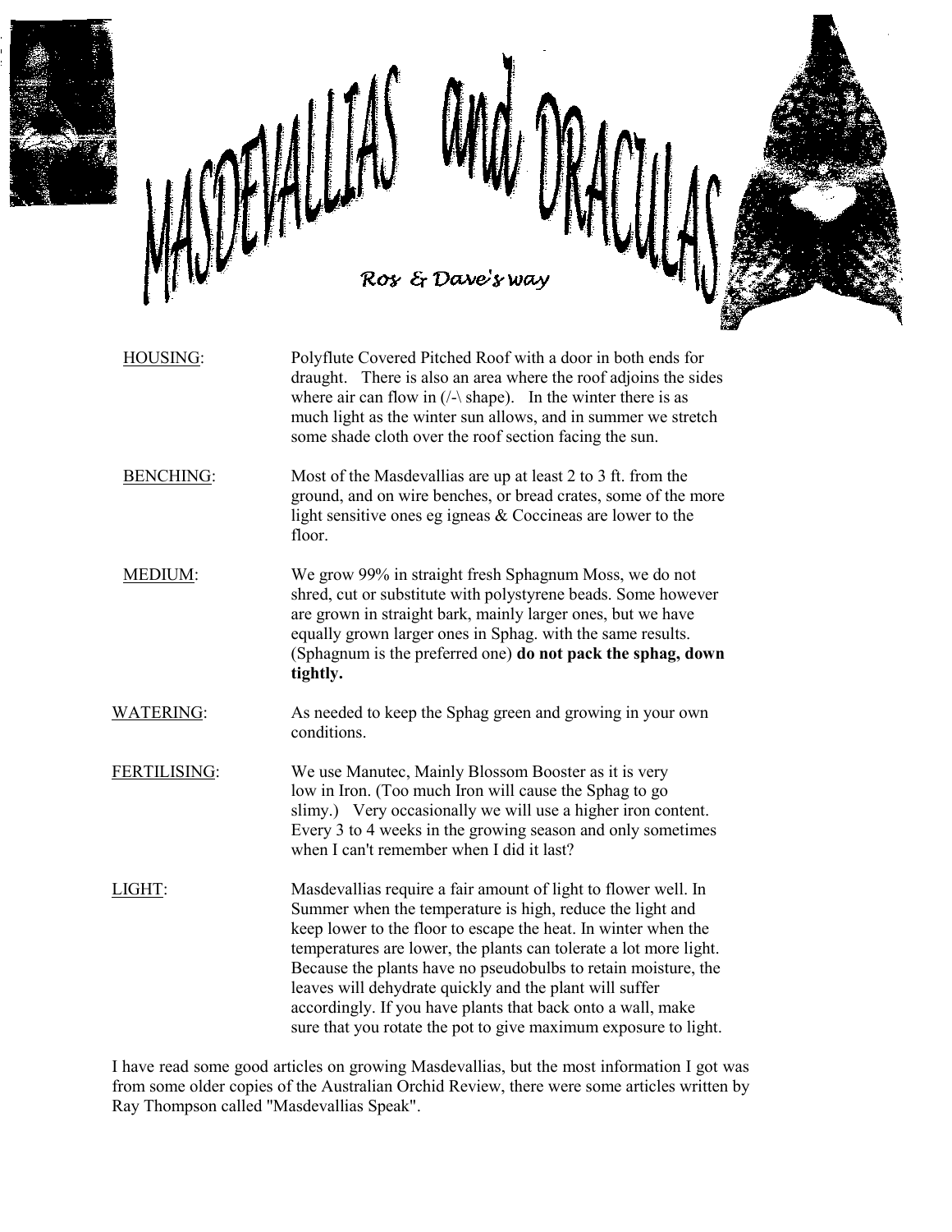# MASDEVALLIAS and DRACULAS

*Ros & Dave's way*

HOUSING: Polyflute Covered Pitched Roof with a door in both ends for draught. There is also an area where the roof adjoins the sides where air can flow in (/-\ shape). In the winter there is as much light as the winter sun allows, and in summer we stretch some shade cloth over the roof section facing the sun.

BENCHING: Most of the Masdevallias are up at least 2 to 3 ft. from the ground, and on wire benches, or bread crates, some of the more light sensitive ones eg igneas & Coccineas are lower to the floor.

MEDIUM: We grow 99% in straight fresh Sphagnum Moss, we do not shred, cut or substitute with polystyrene beads. Some however are grown in straight bark, mainly larger ones, but we have equally grown larger ones in Sphag. with the same results. (Sphagnum is the preferred one) **do not pack the sphag, down tightly.**

WATERING: As needed to keep the Sphag green and growing in your own conditions.

FERTILISING: We use Manutec, Mainly Blossom Booster as it is very low in Iron. (Too much Iron will cause the Sphag to go slimy.) Very occasionally we will use a higher iron content. Every 3 to 4 weeks in the growing season and only sometimes when I can't remember when I did it last?

LIGHT: Masdevallias require a fair amount of light to flower well. In Summer when the temperature is high, reduce the light and keep lower to the floor to escape the heat. In winter when the temperatures are lower, the plants can tolerate a lot more light. Because the plants have no pseudobulbs to retain moisture, the leaves will dehydrate quickly and the plant will suffer accordingly. If you have plants that back onto a wall, make sure that you rotate the pot to give maximum exposure to light.

I have read some good articles on growing Masdevallias, but the most information I got was from some older copies of the Australian Orchid Review, there were some articles written by Ray Thompson called "Masdevallias Speak".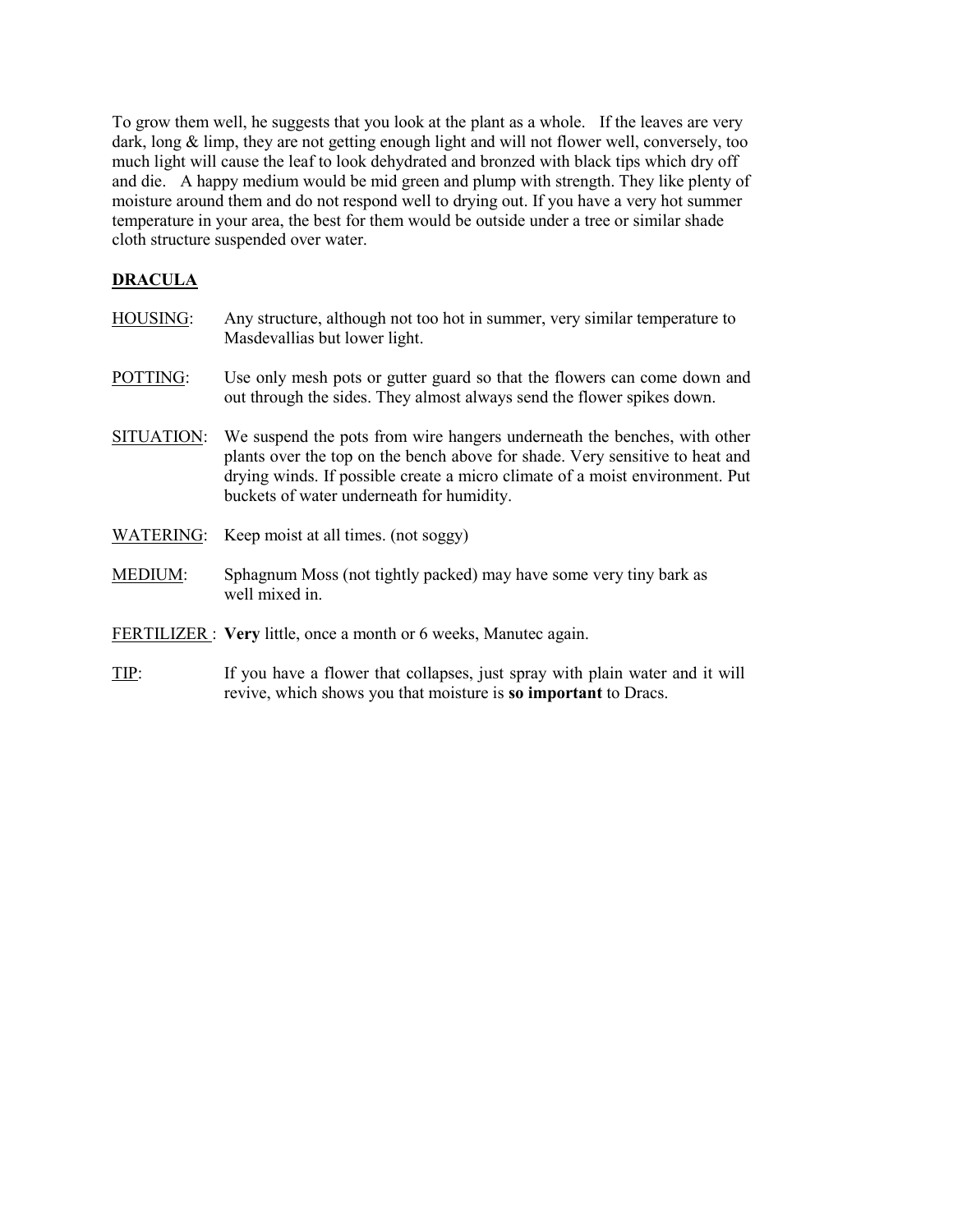To grow them well, he suggests that you look at the plant as a whole. If the leaves are very dark, long & limp, they are not getting enough light and will not flower well, conversely, too much light will cause the leaf to look dehydrated and bronzed with black tips which dry off and die. A happy medium would be mid green and plump with strength. They like plenty of moisture around them and do not respond well to drying out. If you have a very hot summer temperature in your area, the best for them would be outside under a tree or similar shade cloth structure suspended over water.

## DRACULA

HOUSING: Any structure, although not too hot in summer, very similar temperature to Masdevallias but lower light.

POTTING: Use only mesh pots or gutter guard so that the flowers can come down and out through the sides. They almost always send the flower spikes down.

SITUATION: We suspend the pots from wire hangers underneath the benches, with other plants over the top on the bench above for shade. Very sensitive to heat and drying winds. If possible create a micro climate of a moist environment. Put buckets of water underneath for humidity.

WATERING: Keep moist at all times. (not soggy)

MEDIUM: Sphagnum Moss (not tightly packed) may have some very tiny bark as well mixed in.

FERTILIZER : **Very** little, once a month or 6 weeks, Manutec again.

TIP: If you have a flower that collapses, just spray with plain water and it will revive, which shows you that moisture is **so important** to Dracs.